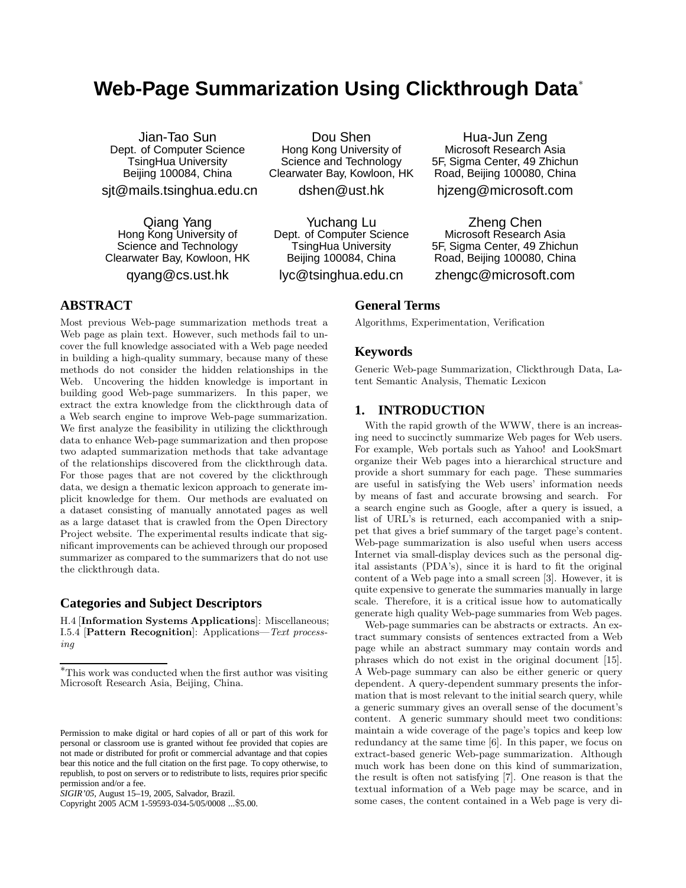# Web-Page Summarization Using Clickthrough Data*

Jian-Tao Sun
Dept. of Computer Science
TsingHua University
Beijing 100084, China
sjt@mails.tsinghua.edu.cn

Dou Shen
Hong Kong University of Science and Technology
Clearwater Bay, Kowloon, HK
dshen@ust.hk

Hua-Jun Zeng
Microsoft Research Asia
5F, Sigma Center, 49 Zhichun Road, Beijing 100080, China
hjzeng@microsoft.com

Qiang Yang
Hong Kong University of Science and Technology
Clearwater Bay, Kowloon, HK
qyang@cs.ust.hk

Yuchang Lu
Dept. of Computer Science
TsingHua University
Beijing 100084, China
lyc@tsinghua.edu.cn

Zheng Chen
Microsoft Research Asia
5F, Sigma Center, 49 Zhichun Road, Beijing 100080, China
zhengc@microsoft.com

## ABSTRACT

Most previous Web-page summarization methods treat a Web page as plain text. However, such methods fail to uncover the full knowledge associated with a Web page needed in building a high-quality summary, because many of these methods do not consider the hidden relationships in the Web. Uncovering the hidden knowledge is important in building good Web-page summarizers. In this paper, we extract the extra knowledge from the clickthrough data of a Web search engine to improve Web-page summarization. We first analyze the feasibility in utilizing the clickthrough data to enhance Web-page summarization and then propose two adapted summarization methods that take advantage of the relationships discovered from the clickthrough data. For those pages that are not covered by the clickthrough data, we design a thematic lexicon approach to generate implicit knowledge for them. Our methods are evaluated on a dataset consisting of manually annotated pages as well as a large dataset that is crawled from the Open Directory Project website. The experimental results indicate that significant improvements can be achieved through our proposed summarizer as compared to the summarizers that do not use the clickthrough data.

## Categories and Subject Descriptors

H.4 [**Information Systems Applications**]: Miscellaneous; I.5.4 [**Pattern Recognition**]: Applications—*Text processing*

## General Terms

Algorithms, Experimentation, Verification

## Keywords

Generic Web-page Summarization, Clickthrough Data, Latent Semantic Analysis, Thematic Lexicon

## 1. INTRODUCTION

With the rapid growth of the WWW, there is an increasing need to succinctly summarize Web pages for Web users. For example, Web portals such as Yahoo! and LookSmart organize their Web pages into a hierarchical structure and provide a short summary for each page. These summaries are useful in satisfying the Web users' information needs by means of fast and accurate browsing and search. For a search engine such as Google, after a query is issued, a list of URL's is returned, each accompanied with a snippet that gives a brief summary of the target page's content. Web-page summarization is also useful when users access Internet via small-display devices such as the personal digital assistants (PDA's), since it is hard to fit the original content of a Web page into a small screen [3]. However, it is quite expensive to generate the summaries manually in large scale. Therefore, it is a critical issue how to automatically generate high quality Web-page summaries from Web pages.

Web-page summaries can be abstracts or extracts. An extract summary consists of sentences extracted from a Web page while an abstract summary may contain words and phrases which do not exist in the original document [15]. A Web-page summary can also be either generic or query dependent. A query-dependent summary presents the information that is most relevant to the initial search query, while a generic summary gives an overall sense of the document's content. A generic summary should meet two conditions: maintain a wide coverage of the page's topics and keep low redundancy at the same time [6]. In this paper, we focus on extract-based generic Web-page summarization. Although much work has been done on this kind of summarization, the result is often not satisfying [7]. One reason is that the textual information of a Web page may be scarce, and in some cases, the content contained in a Web page is very di-

*This work was conducted when the first author was visiting Microsoft Research Asia, Beijing, China.

Permission to make digital or hard copies of all or part of this work for personal or classroom use is granted without fee provided that copies are not made or distributed for profit or commercial advantage and that copies bear this notice and the full citation on the first page. To copy otherwise, to republish, to post on servers or to redistribute to lists, requires prior specific permission and/or a fee.
*SIGIR'05*, August 15–19, 2005, Salvador, Brazil.
Copyright 2005 ACM 1-59593-034-5/05/0008 ...$5.00.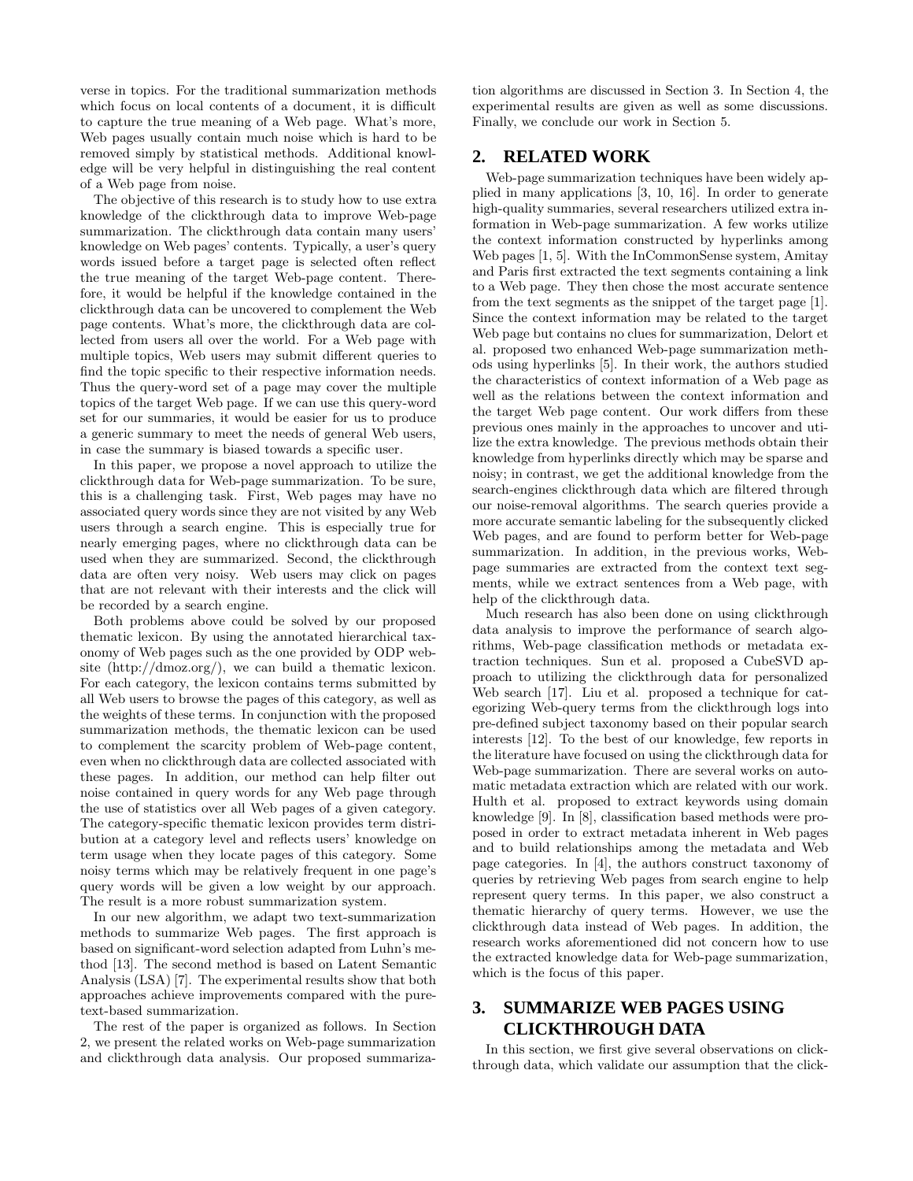verse in topics. For the traditional summarization methods which focus on local contents of a document, it is difficult to capture the true meaning of a Web page. What's more, Web pages usually contain much noise which is hard to be removed simply by statistical methods. Additional knowledge will be very helpful in distinguishing the real content of a Web page from noise.

The objective of this research is to study how to use extra knowledge of the clickthrough data to improve Web-page summarization. The clickthrough data contain many users' knowledge on Web pages' contents. Typically, a user's query words issued before a target page is selected often reflect the true meaning of the target Web-page content. Therefore, it would be helpful if the knowledge contained in the clickthrough data can be uncovered to complement the Web page contents. What's more, the clickthrough data are collected from users all over the world. For a Web page with multiple topics, Web users may submit different queries to find the topic specific to their respective information needs. Thus the query-word set of a page may cover the multiple topics of the target Web page. If we can use this query-word set for our summaries, it would be easier for us to produce a generic summary to meet the needs of general Web users, in case the summary is biased towards a specific user.

In this paper, we propose a novel approach to utilize the clickthrough data for Web-page summarization. To be sure, this is a challenging task. First, Web pages may have no associated query words since they are not visited by any Web users through a search engine. This is especially true for nearly emerging pages, where no clickthrough data can be used when they are summarized. Second, the clickthrough data are often very noisy. Web users may click on pages that are not relevant with their interests and the click will be recorded by a search engine.

Both problems above could be solved by our proposed thematic lexicon. By using the annotated hierarchical taxonomy of Web pages such as the one provided by ODP website (http://dmoz.org/), we can build a thematic lexicon. For each category, the lexicon contains terms submitted by all Web users to browse the pages of this category, as well as the weights of these terms. In conjunction with the proposed summarization methods, the thematic lexicon can be used to complement the scarcity problem of Web-page content, even when no clickthrough data are collected associated with these pages. In addition, our method can help filter out noise contained in query words for any Web page through the use of statistics over all Web pages of a given category. The category-specific thematic lexicon provides term distribution at a category level and reflects users' knowledge on term usage when they locate pages of this category. Some noisy terms which may be relatively frequent in one page's query words will be given a low weight by our approach. The result is a more robust summarization system.

In our new algorithm, we adapt two text-summarization methods to summarize Web pages. The first approach is based on significant-word selection adapted from Luhn's method [13]. The second method is based on Latent Semantic Analysis (LSA) [7]. The experimental results show that both approaches achieve improvements compared with the pure-text-based summarization.

The rest of the paper is organized as follows. In Section 2, we present the related works on Web-page summarization and clickthrough data analysis. Our proposed summarization algorithms are discussed in Section 3. In Section 4, the experimental results are given as well as some discussions. Finally, we conclude our work in Section 5.

## 2. RELATED WORK

Web-page summarization techniques have been widely applied in many applications [3, 10, 16]. In order to generate high-quality summaries, several researchers utilized extra information in Web-page summarization. A few works utilize the context information constructed by hyperlinks among Web pages [1, 5]. With the InCommonSense system, Amitay and Paris first extracted the text segments containing a link to a Web page. They then chose the most accurate sentence from the text segments as the snippet of the target page [1]. Since the context information may be related to the target Web page but contains no clues for summarization, Delort et al. proposed two enhanced Web-page summarization methods using hyperlinks [5]. In their work, the authors studied the characteristics of context information of a Web page as well as the relations between the context information and the target Web page content. Our work differs from these previous ones mainly in the approaches to uncover and utilize the extra knowledge. The previous methods obtain their knowledge from hyperlinks directly which may be sparse and noisy; in contrast, we get the additional knowledge from the search-engines clickthrough data which are filtered through our noise-removal algorithms. The search queries provide a more accurate semantic labeling for the subsequently clicked Web pages, and are found to perform better for Web-page summarization. In addition, in the previous works, Web-page summaries are extracted from the context text segments, while we extract sentences from a Web page, with help of the clickthrough data.

Much research has also been done on using clickthrough data analysis to improve the performance of search algorithms, Web-page classification methods or metadata extraction techniques. Sun et al. proposed a CubeSVD approach to utilizing the clickthrough data for personalized Web search [17]. Liu et al. proposed a technique for categorizing Web-query terms from the clickthrough logs into pre-defined subject taxonomy based on their popular search interests [12]. To the best of our knowledge, few reports in the literature have focused on using the clickthrough data for Web-page summarization. There are several works on automatic metadata extraction which are related with our work. Hulth et al. proposed to extract keywords using domain knowledge [9]. In [8], classification based methods were proposed in order to extract metadata inherent in Web pages and to build relationships among the metadata and Web page categories. In [4], the authors construct taxonomy of queries by retrieving Web pages from search engine to help represent query terms. In this paper, we also construct a thematic hierarchy of query terms. However, we use the clickthrough data instead of Web pages. In addition, the research works aforementioned did not concern how to use the extracted knowledge data for Web-page summarization, which is the focus of this paper.

## 3. SUMMARIZE WEB PAGES USING CLICKTHROUGH DATA

In this section, we first give several observations on clickthrough data, which validate our assumption that the click-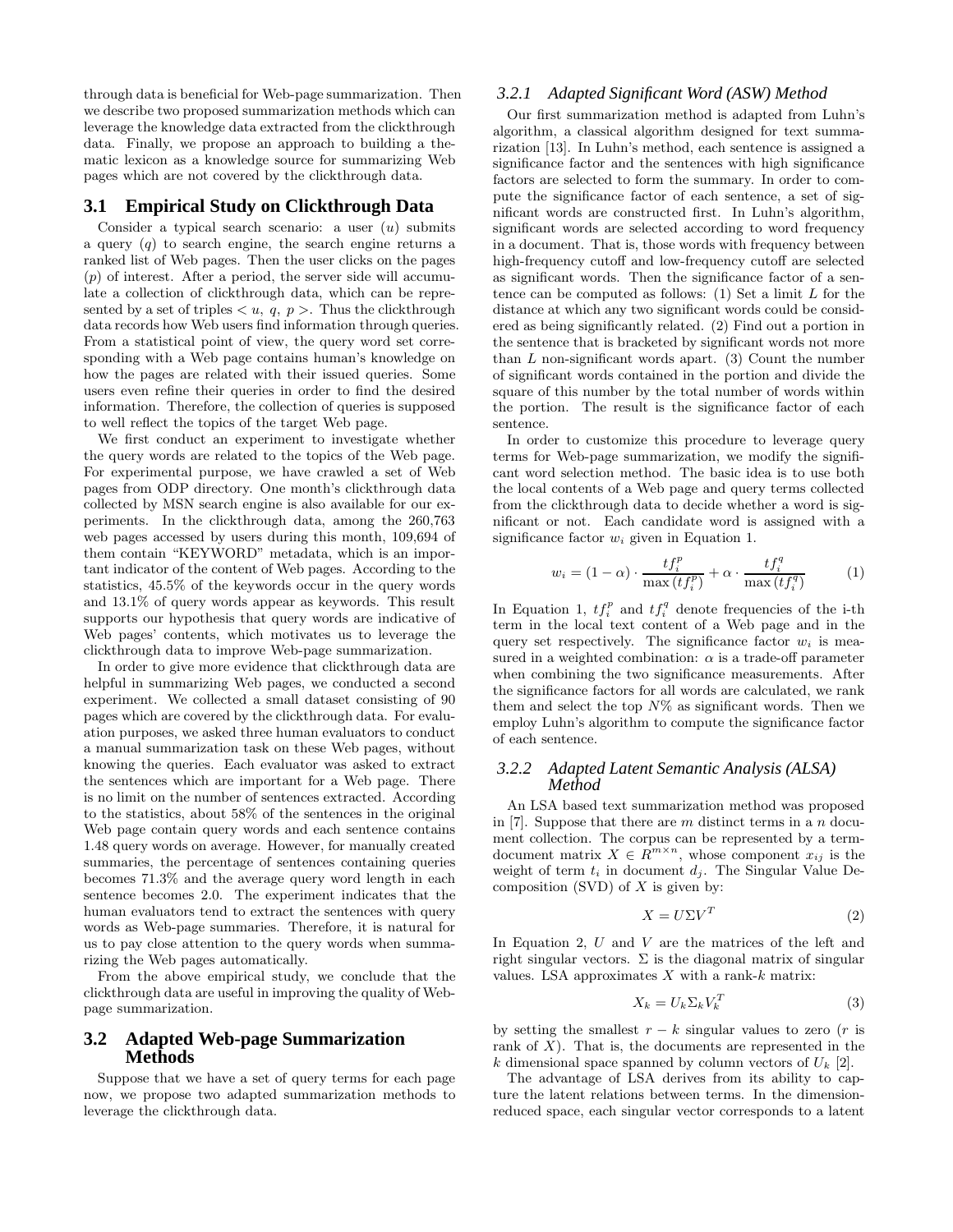through data is beneficial for Web-page summarization. Then we describe two proposed summarization methods which can leverage the knowledge data extracted from the clickthrough data. Finally, we propose an approach to building a thematic lexicon as a knowledge source for summarizing Web pages which are not covered by the clickthrough data.

## 3.1 Empirical Study on Clickthrough Data

Consider a typical search scenario: a user ($u$) submits a query ($q$) to search engine, the search engine returns a ranked list of Web pages. Then the user clicks on the pages ($p$) of interest. After a period, the server side will accumulate a collection of clickthrough data, which can be represented by a set of triples $< u,\ q,\ p >$. Thus the clickthrough data records how Web users find information through queries. From a statistical point of view, the query word set corresponding with a Web page contains human's knowledge on how the pages are related with their issued queries. Some users even refine their queries in order to find the desired information. Therefore, the collection of queries is supposed to well reflect the topics of the target Web page.

We first conduct an experiment to investigate whether the query words are related to the topics of the Web page. For experimental purpose, we have crawled a set of Web pages from ODP directory. One month's clickthrough data collected by MSN search engine is also available for our experiments. In the clickthrough data, among the 260,763 web pages accessed by users during this month, 109,694 of them contain "KEYWORD" metadata, which is an important indicator of the content of Web pages. According to the statistics, 45.5% of the keywords occur in the query words and 13.1% of query words appear as keywords. This result supports our hypothesis that query words are indicative of Web pages' contents, which motivates us to leverage the clickthrough data to improve Web-page summarization.

In order to give more evidence that clickthrough data are helpful in summarizing Web pages, we conducted a second experiment. We collected a small dataset consisting of 90 pages which are covered by the clickthrough data. For evaluation purposes, we asked three human evaluators to conduct a manual summarization task on these Web pages, without knowing the queries. Each evaluator was asked to extract the sentences which are important for a Web page. There is no limit on the number of sentences extracted. According to the statistics, about 58% of the sentences in the original Web page contain query words and each sentence contains 1.48 query words on average. However, for manually created summaries, the percentage of sentences containing queries becomes 71.3% and the average query word length in each sentence becomes 2.0. The experiment indicates that the human evaluators tend to extract the sentences with query words as Web-page summaries. Therefore, it is natural for us to pay close attention to the query words when summarizing the Web pages automatically.

From the above empirical study, we conclude that the clickthrough data are useful in improving the quality of Web-page summarization.

## 3.2 Adapted Web-page Summarization Methods

Suppose that we have a set of query terms for each page now, we propose two adapted summarization methods to leverage the clickthrough data.

### 3.2.1 Adapted Significant Word (ASW) Method

Our first summarization method is adapted from Luhn's algorithm, a classical algorithm designed for text summarization [13]. In Luhn's method, each sentence is assigned a significance factor and the sentences with high significance factors are selected to form the summary. In order to compute the significance factor of each sentence, a set of significant words are constructed first. In Luhn's algorithm, significant words are selected according to word frequency in a document. That is, those words with frequency between high-frequency cutoff and low-frequency cutoff are selected as significant words. Then the significance factor of a sentence can be computed as follows: (1) Set a limit $L$ for the distance at which any two significant words could be considered as being significantly related. (2) Find out a portion in the sentence that is bracketed by significant words not more than $L$ non-significant words apart. (3) Count the number of significant words contained in the portion and divide the square of this number by the total number of words within the portion. The result is the significance factor of each sentence.

In order to customize this procedure to leverage query terms for Web-page summarization, we modify the significant word selection method. The basic idea is to use both the local contents of a Web page and query terms collected from the clickthrough data to decide whether a word is significant or not. Each candidate word is assigned with a significance factor $w_i$ given in Equation 1.

$$w_i = (1-\alpha)\cdot\frac{tf_i^p}{\max(tf_i^p)} + \alpha\cdot\frac{tf_i^q}{\max(tf_i^q)} \tag{1}$$

In Equation 1, $tf_i^p$ and $tf_i^q$ denote frequencies of the i-th term in the local text content of a Web page and in the query set respectively. The significance factor $w_i$ is measured in a weighted combination: $\alpha$ is a trade-off parameter when combining the two significance measurements. After the significance factors for all words are calculated, we rank them and select the top $N$% as significant words. Then we employ Luhn's algorithm to compute the significance factor of each sentence.

### 3.2.2 Adapted Latent Semantic Analysis (ALSA) Method

An LSA based text summarization method was proposed in [7]. Suppose that there are $m$ distinct terms in a $n$ document collection. The corpus can be represented by a term-document matrix $X \in R^{m\times n}$, whose component $x_{ij}$ is the weight of term $t_i$ in document $d_j$. The Singular Value Decomposition (SVD) of $X$ is given by:

$$X = U\Sigma V^T \tag{2}$$

In Equation 2, $U$ and $V$ are the matrices of the left and right singular vectors. $\Sigma$ is the diagonal matrix of singular values. LSA approximates $X$ with a rank-$k$ matrix:

$$X_k = U_k\Sigma_k V_k^T \tag{3}$$

by setting the smallest $r-k$ singular values to zero ($r$ is rank of $X$). That is, the documents are represented in the $k$ dimensional space spanned by column vectors of $U_k$ [2].

The advantage of LSA derives from its ability to capture the latent relations between terms. In the dimension-reduced space, each singular vector corresponds to a latent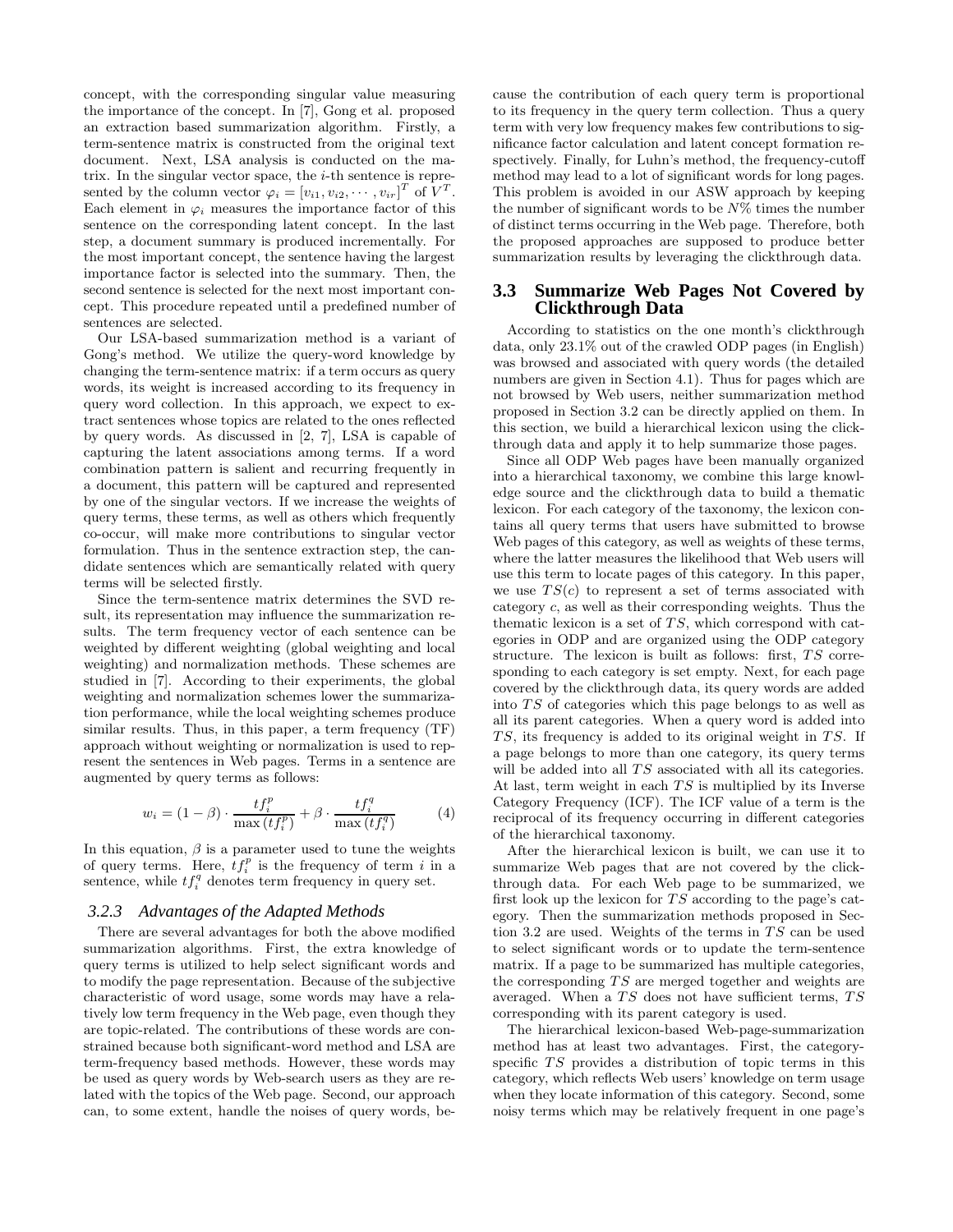concept, with the corresponding singular value measuring the importance of the concept. In [7], Gong et al. proposed an extraction based summarization algorithm. Firstly, a term-sentence matrix is constructed from the original text document. Next, LSA analysis is conducted on the matrix. In the singular vector space, the $i$-th sentence is represented by the column vector $\varphi_i = [v_{i1}, v_{i2}, \cdots, v_{ir}]^T$ of $V^T$. Each element in $\varphi_i$ measures the importance factor of this sentence on the corresponding latent concept. In the last step, a document summary is produced incrementally. For the most important concept, the sentence having the largest importance factor is selected into the summary. Then, the second sentence is selected for the next most important concept. This procedure repeated until a predefined number of sentences are selected.

Our LSA-based summarization method is a variant of Gong's method. We utilize the query-word knowledge by changing the term-sentence matrix: if a term occurs as query words, its weight is increased according to its frequency in query word collection. In this approach, we expect to extract sentences whose topics are related to the ones reflected by query words. As discussed in [2, 7], LSA is capable of capturing the latent associations among terms. If a word combination pattern is salient and recurring frequently in a document, this pattern will be captured and represented by one of the singular vectors. If we increase the weights of query terms, these terms, as well as others which frequently co-occur, will make more contributions to singular vector formulation. Thus in the sentence extraction step, the candidate sentences which are semantically related with query terms will be selected firstly.

Since the term-sentence matrix determines the SVD result, its representation may influence the summarization results. The term frequency vector of each sentence can be weighted by different weighting (global weighting and local weighting) and normalization methods. These schemes are studied in [7]. According to their experiments, the global weighting and normalization schemes lower the summarization performance, while the local weighting schemes produce similar results. Thus, in this paper, a term frequency (TF) approach without weighting or normalization is used to represent the sentences in Web pages. Terms in a sentence are augmented by query terms as follows:

$$w_i = (1-\beta) \cdot \frac{tf_i^p}{\max(tf_i^p)} + \beta \cdot \frac{tf_i^q}{\max(tf_i^q)} \tag{4}$$

In this equation, $\beta$ is a parameter used to tune the weights of query terms. Here, $tf_i^p$ is the frequency of term $i$ in a sentence, while $tf_i^q$ denotes term frequency in query set.

### 3.2.3 Advantages of the Adapted Methods

There are several advantages for both the above modified summarization algorithms. First, the extra knowledge of query terms is utilized to help select significant words and to modify the page representation. Because of the subjective characteristic of word usage, some words may have a relatively low term frequency in the Web page, even though they are topic-related. The contributions of these words are constrained because both significant-word method and LSA are term-frequency based methods. However, these words may be used as query words by Web-search users as they are related with the topics of the Web page. Second, our approach can, to some extent, handle the noises of query words, because the contribution of each query term is proportional to its frequency in the query term collection. Thus a query term with very low frequency makes few contributions to significance factor calculation and latent concept formation respectively. Finally, for Luhn's method, the frequency-cutoff method may lead to a lot of significant words for long pages. This problem is avoided in our ASW approach by keeping the number of significant words to be $N$% times the number of distinct terms occurring in the Web page. Therefore, both the proposed approaches are supposed to produce better summarization results by leveraging the clickthrough data.

## 3.3 Summarize Web Pages Not Covered by Clickthrough Data

According to statistics on the one month's clickthrough data, only 23.1% out of the crawled ODP pages (in English) was browsed and associated with query words (the detailed numbers are given in Section 4.1). Thus for pages which are not browsed by Web users, neither summarization method proposed in Section 3.2 can be directly applied on them. In this section, we build a hierarchical lexicon using the clickthrough data and apply it to help summarize those pages.

Since all ODP Web pages have been manually organized into a hierarchical taxonomy, we combine this large knowledge source and the clickthrough data to build a thematic lexicon. For each category of the taxonomy, the lexicon contains all query terms that users have submitted to browse Web pages of this category, as well as weights of these terms, where the latter measures the likelihood that Web users will use this term to locate pages of this category. In this paper, we use $TS(c)$ to represent a set of terms associated with category $c$, as well as their corresponding weights. Thus the thematic lexicon is a set of $TS$, which correspond with categories in ODP and are organized using the ODP category structure. The lexicon is built as follows: first, $TS$ corresponding to each category is set empty. Next, for each page covered by the clickthrough data, its query words are added into $TS$ of categories which this page belongs to as well as all its parent categories. When a query word is added into $TS$, its frequency is added to its original weight in $TS$. If a page belongs to more than one category, its query terms will be added into all $TS$ associated with all its categories. At last, term weight in each $TS$ is multiplied by its Inverse Category Frequency (ICF). The ICF value of a term is the reciprocal of its frequency occurring in different categories of the hierarchical taxonomy.

After the hierarchical lexicon is built, we can use it to summarize Web pages that are not covered by the clickthrough data. For each Web page to be summarized, we first look up the lexicon for $TS$ according to the page's category. Then the summarization methods proposed in Section 3.2 are used. Weights of the terms in $TS$ can be used to select significant words or to update the term-sentence matrix. If a page to be summarized has multiple categories, the corresponding $TS$ are merged together and weights are averaged. When a $TS$ does not have sufficient terms, $TS$ corresponding with its parent category is used.

The hierarchical lexicon-based Web-page-summarization method has at least two advantages. First, the category-specific $TS$ provides a distribution of topic terms in this category, which reflects Web users' knowledge on term usage when they locate information of this category. Second, some noisy terms which may be relatively frequent in one page's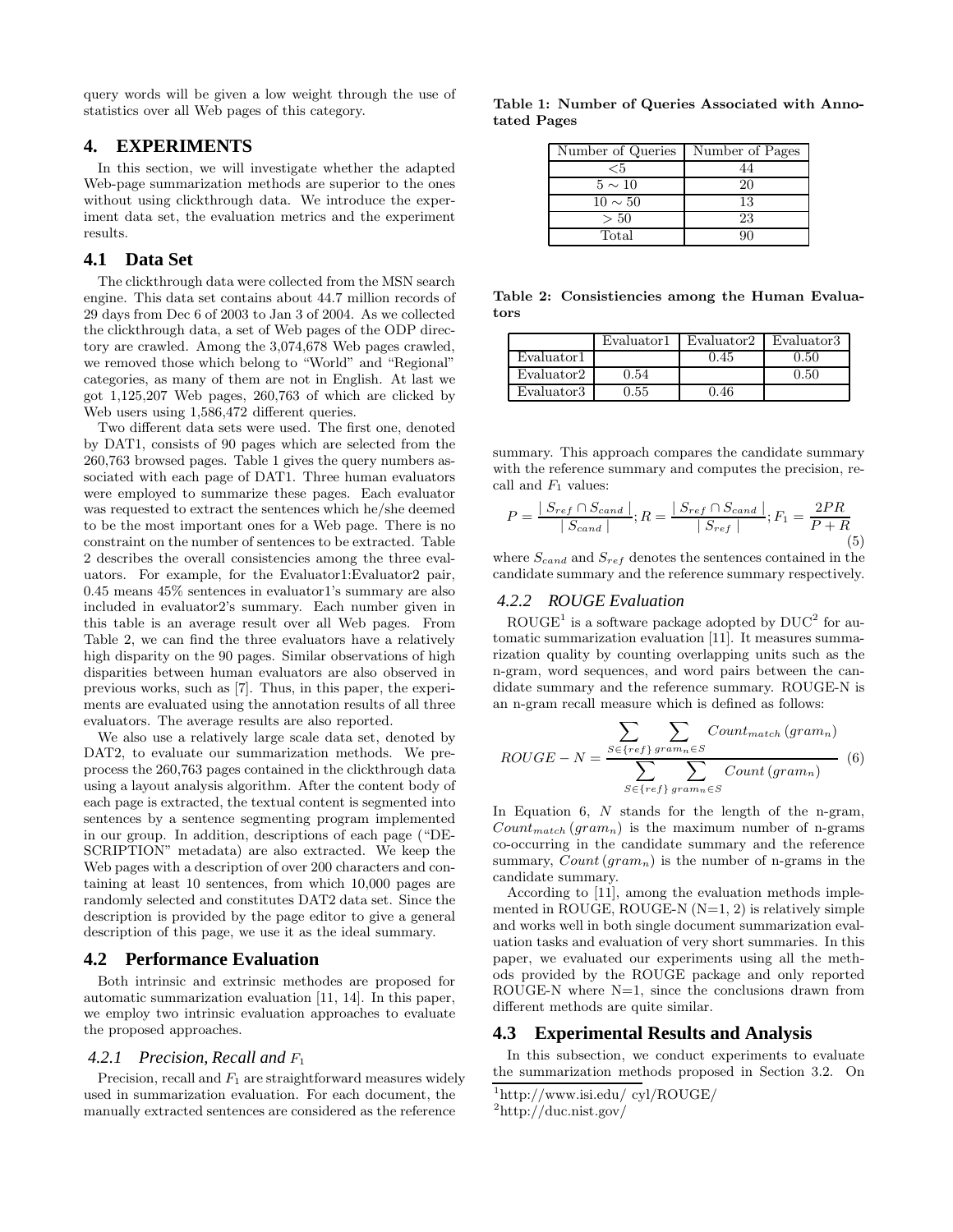query words will be given a low weight through the use of statistics over all Web pages of this category.

## 4. EXPERIMENTS

In this section, we will investigate whether the adapted Web-page summarization methods are superior to the ones without using clickthrough data. We introduce the experiment data set, the evaluation metrics and the experiment results.

### 4.1 Data Set

The clickthrough data were collected from the MSN search engine. This data set contains about 44.7 million records of 29 days from Dec 6 of 2003 to Jan 3 of 2004. As we collected the clickthrough data, a set of Web pages of the ODP directory are crawled. Among the 3,074,678 Web pages crawled, we removed those which belong to "World" and "Regional" categories, as many of them are not in English. At last we got 1,125,207 Web pages, 260,763 of which are clicked by Web users using 1,586,472 different queries.

Two different data sets were used. The first one, denoted by DAT1, consists of 90 pages which are selected from the 260,763 browsed pages. Table 1 gives the query numbers associated with each page of DAT1. Three human evaluators were employed to summarize these pages. Each evaluator was requested to extract the sentences which he/she deemed to be the most important ones for a Web page. There is no constraint on the number of sentences to be extracted. Table 2 describes the overall consistencies among the three evaluators. For example, for the Evaluator1:Evaluator2 pair, 0.45 means 45% sentences in evaluator1's summary are also included in evaluator2's summary. Each number given in this table is an average result over all Web pages. From Table 2, we can find the three evaluators have a relatively high disparity on the 90 pages. Similar observations of high disparities between human evaluators are also observed in previous works, such as [7]. Thus, in this paper, the experiments are evaluated using the annotation results of all three evaluators. The average results are also reported.

We also use a relatively large scale data set, denoted by DAT2, to evaluate our summarization methods. We preprocess the 260,763 pages contained in the clickthrough data using a layout analysis algorithm. After the content body of each page is extracted, the textual content is segmented into sentences by a sentence segmenting program implemented in our group. In addition, descriptions of each page ("DESCRIPTION" metadata) are also extracted. We keep the Web pages with a description of over 200 characters and containing at least 10 sentences, from which 10,000 pages are randomly selected and constitutes DAT2 data set. Since the description is provided by the page editor to give a general description of this page, we use it as the ideal summary.

**Table 1: Number of Queries Associated with Annotated Pages**

| Number of Queries | Number of Pages |
|---|---|
| <5 | 44 |
| $5 \sim 10$ | 20 |
| $10 \sim 50$ | 13 |
| $> 50$ | 23 |
| Total | 90 |

**Table 2: Consistiencies among the Human Evaluators**

| | Evaluator1 | Evaluator2 | Evaluator3 |
|---|---|---|---|
| Evaluator1 | | 0.45 | 0.50 |
| Evaluator2 | 0.54 | | 0.50 |
| Evaluator3 | 0.55 | 0.46 | |

### 4.2 Performance Evaluation

Both intrinsic and extrinsic methodes are proposed for automatic summarization evaluation [11, 14]. In this paper, we employ two intrinsic evaluation approaches to evaluate the proposed approaches.

#### 4.2.1 Precision, Recall and $F_1$

Precision, recall and $F_1$ are straightforward measures widely used in summarization evaluation. For each document, the manually extracted sentences are considered as the reference summary. This approach compares the candidate summary with the reference summary and computes the precision, recall and $F_1$ values:

$$P = \frac{| S_{ref} \cap S_{cand} |}{| S_{cand} |}; R = \frac{| S_{ref} \cap S_{cand} |}{| S_{ref} |}; F_1 = \frac{2PR}{P + R} \tag{5}$$

where $S_{cand}$ and $S_{ref}$ denotes the sentences contained in the candidate summary and the reference summary respectively.

#### 4.2.2 ROUGE Evaluation

ROUGE[1] is a software package adopted by DUC[2] for automatic summarization evaluation [11]. It measures summarization quality by counting overlapping units such as the n-gram, word sequences, and word pairs between the candidate summary and the reference summary. ROUGE-N is an n-gram recall measure which is defined as follows:

$$ROUGE - N = \frac{\sum\limits_{S \in \{ref\}} \sum\limits_{gram_n \in S} Count_{match}\left(gram_n\right)}{\sum\limits_{S \in \{ref\}} \sum\limits_{gram_n \in S} Count\left(gram_n\right)} \tag{6}$$

In Equation 6, $N$ stands for the length of the n-gram, $Count_{match}\left(gram_n\right)$ is the maximum number of n-grams co-occurring in the candidate summary and the reference summary, $Count\left(gram_n\right)$ is the number of n-grams in the candidate summary.

According to [11], among the evaluation methods implemented in ROUGE, ROUGE-N (N=1, 2) is relatively simple and works well in both single document summarization evaluation tasks and evaluation of very short summaries. In this paper, we evaluated our experiments using all the methods provided by the ROUGE package and only reported ROUGE-N where N=1, since the conclusions drawn from different methods are quite similar.

### 4.3 Experimental Results and Analysis

In this subsection, we conduct experiments to evaluate the summarization methods proposed in Section 3.2. On

[1] http://www.isi.edu/ cyl/ROUGE/

[2] http://duc.nist.gov/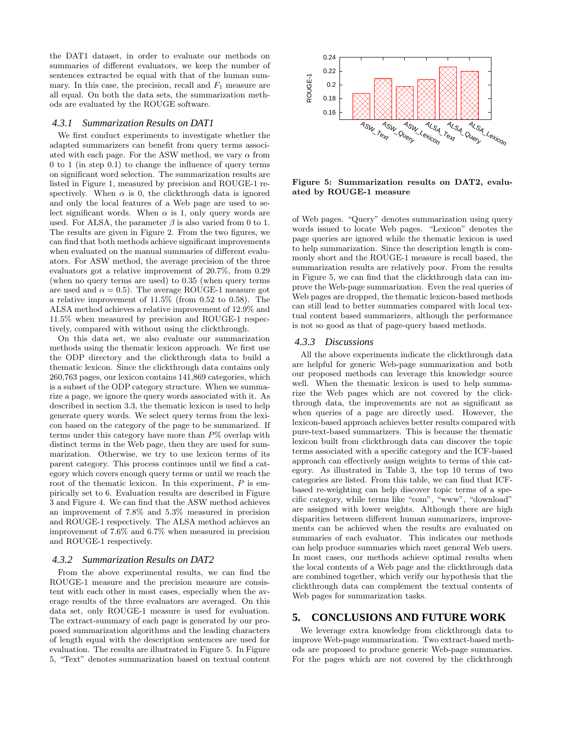the DAT1 dataset, in order to evaluate our methods on summaries of different evaluators, we keep the number of sentences extracted be equal with that of the human summary. In this case, the precision, recall and $F_1$ measure are all equal. On both the data sets, the summarization methods are evaluated by the ROUGE software.

### 4.3.1 Summarization Results on DAT1

We first conduct experiments to investigate whether the adapted summarizers can benefit from query terms associated with each page. For the ASW method, we vary $\alpha$ from 0 to 1 (in step 0.1) to change the influence of query terms on significant word selection. The summarization results are listed in Figure 1, measured by precision and ROUGE-1 respectively. When $\alpha$ is 0, the clickthrough data is ignored and only the local features of a Web page are used to select significant words. When $\alpha$ is 1, only query words are used. For ALSA, the parameter $\beta$ is also varied from 0 to 1. The results are given in Figure 2. From the two figures, we can find that both methods achieve significant improvements when evaluated on the manual summaries of different evaluators. For ASW method, the average precision of the three evaluators got a relative improvement of 20.7%, from 0.29 (when no query terms are used) to 0.35 (when query terms are used and $\alpha = 0.5$). The average ROUGE-1 measure got a relative improvement of 11.5% (from 0.52 to 0.58). The ALSA method achieves a relative improvement of 12.9% and 11.5% when measured by precision and ROUGE-1 respectively, compared with without using the clickthrough.

On this data set, we also evaluate our summarization methods using the thematic lexicon approach. We first use the ODP directory and the clickthrough data to build a thematic lexicon. Since the clickthrough data contains only 260,763 pages, our lexicon contains 141,869 categories, which is a subset of the ODP category structure. When we summarize a page, we ignore the query words associated with it. As described in section 3.3, the thematic lexicon is used to help generate query words. We select query terms from the lexicon based on the category of the page to be summarized. If terms under this category have more than $P$% overlap with distinct terms in the Web page, then they are used for summarization. Otherwise, we try to use lexicon terms of its parent category. This process continues until we find a category which covers enough query terms or until we reach the root of the thematic lexicon. In this experiment, $P$ is empirically set to 6. Evaluation results are described in Figure 3 and Figure 4. We can find that the ASW method achieves an improvement of 7.8% and 5.3% measured in precision and ROUGE-1 respectively. The ALSA method achieves an improvement of 7.6% and 6.7% when measured in precision and ROUGE-1 respectively.

### 4.3.2 Summarization Results on DAT2

From the above experimental results, we can find the ROUGE-1 measure and the precision measure are consistent with each other in most cases, especially when the average results of the three evaluators are averaged. On this data set, only ROUGE-1 measure is used for evaluation. The extract-summary of each page is generated by our proposed summarization algorithms and the leading characters of length equal with the description sentences are used for evaluation. The results are illustrated in Figure 5. In Figure 5, "Text" denotes summarization based on textual content of Web pages. "Query" denotes summarization using query words issued to locate Web pages. "Lexicon" denotes the page queries are ignored while the thematic lexicon is used to help summarization. Since the description length is commonly short and the ROUGE-1 measure is recall based, the summarization results are relatively poor. From the results in Figure 5, we can find that the clickthrough data can improve the Web-page summarization. Even the real queries of Web pages are dropped, the thematic lexicon-based methods can still lead to better summaries compared with local textual content based summarizers, although the performance is not so good as that of page-query based methods.

**Figure 5: Summarization results on DAT2, evaluated by ROUGE-1 measure**

### 4.3.3 Discussions

All the above experiments indicate the clickthrough data are helpful for generic Web-page summarization and both our proposed methods can leverage this knowledge source well. When the thematic lexicon is used to help summarize the Web pages which are not covered by the clickthrough data, the improvements are not as significant as when queries of a page are directly used. However, the lexicon-based approach achieves better results compared with pure-text-based summarizers. This is because the thematic lexicon built from clickthrough data can discover the topic terms associated with a specific category and the ICF-based approach can effectively assign weights to terms of this category. As illustrated in Table 3, the top 10 terms of two categories are listed. From this table, we can find that ICF-based re-weighting can help discover topic terms of a specific category, while terms like "com", "www", "download" are assigned with lower weights. Although there are high disparities between different human summarizers, improvements can be achieved when the results are evaluated on summaries of each evaluator. This indicates our methods can help produce summaries which meet general Web users. In most cases, our methods achieve optimal results when the local contents of a Web page and the clickthrough data are combined together, which verify our hypothesis that the clickthrough data can complement the textual contents of Web pages for summarization tasks.

## 5. CONCLUSIONS AND FUTURE WORK

We leverage extra knowledge from clickthrough data to improve Web-page summarization. Two extract-based methods are proposed to produce generic Web-page summaries. For the pages which are not covered by the clickthrough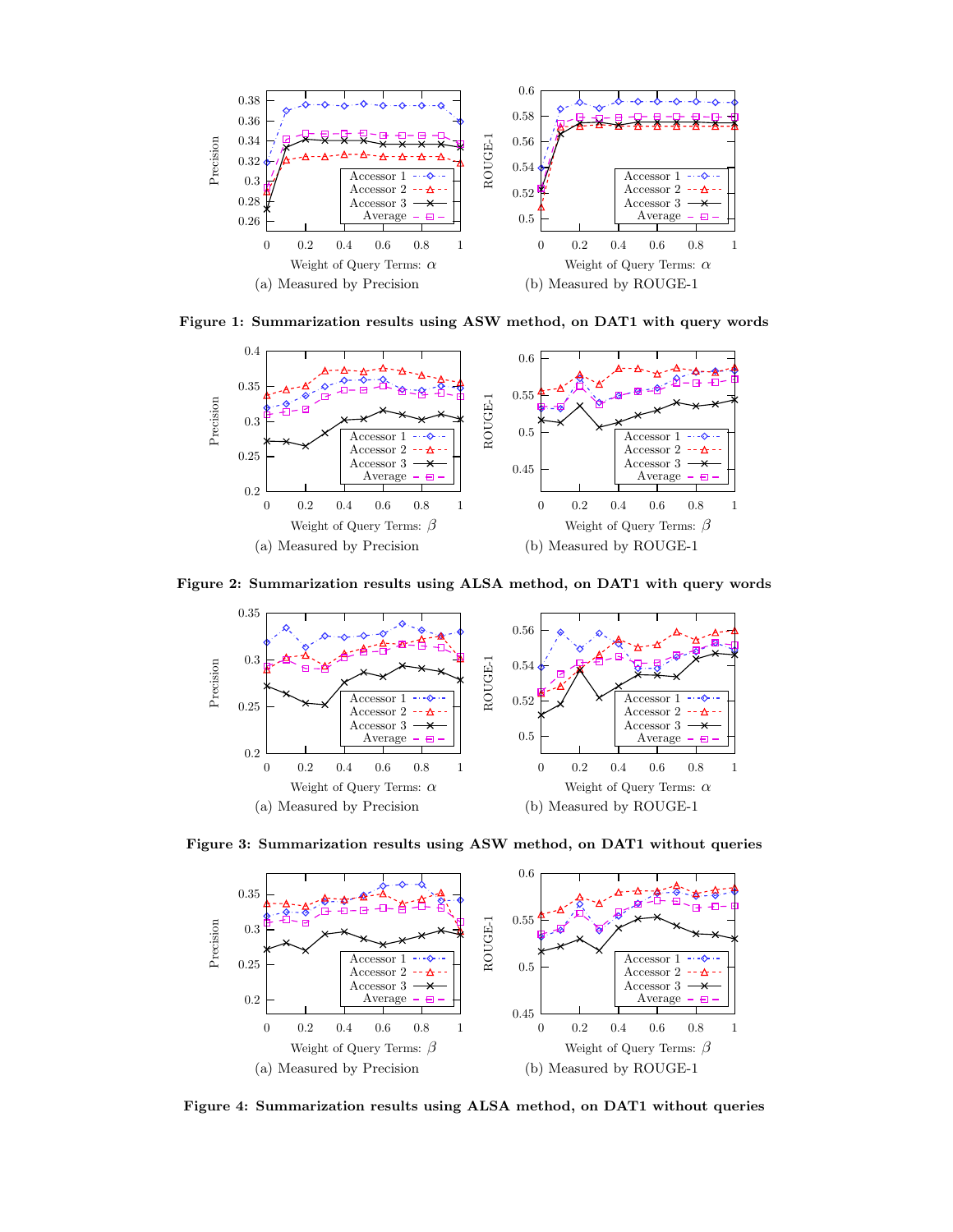(a) Measured by Precision

(b) Measured by ROUGE-1

**Figure 1: Summarization results using ASW method, on DAT1 with query words**

(a) Measured by Precision

(b) Measured by ROUGE-1

**Figure 2: Summarization results using ALSA method, on DAT1 with query words**

(a) Measured by Precision

(b) Measured by ROUGE-1

**Figure 3: Summarization results using ASW method, on DAT1 without queries**

(a) Measured by Precision

(b) Measured by ROUGE-1

**Figure 4: Summarization results using ALSA method, on DAT1 without queries**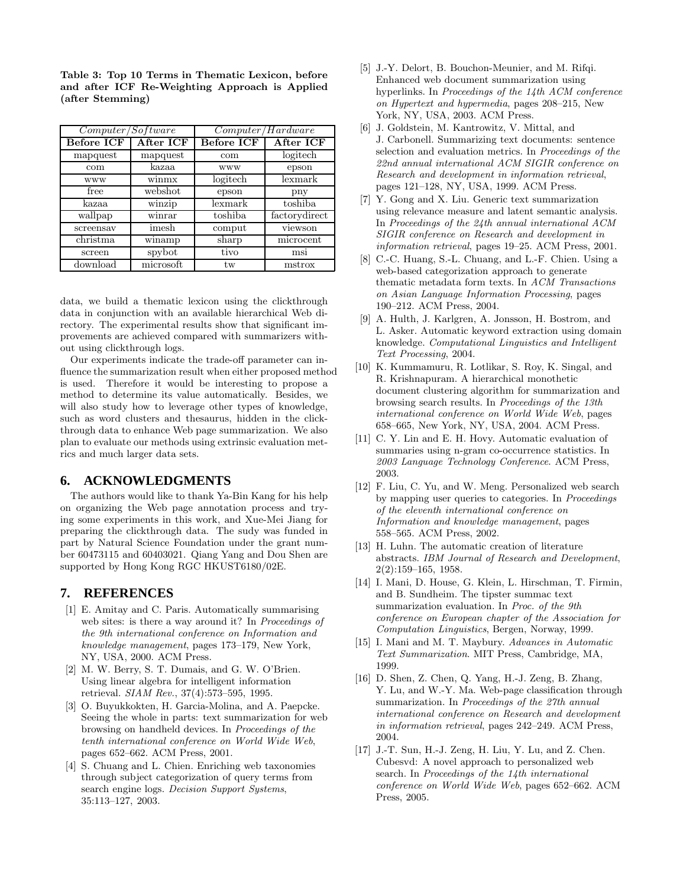**Table 3: Top 10 Terms in Thematic Lexicon, before and after ICF Re-Weighting Approach is Applied (after Stemming)**

| *Computer/Software* | | *Computer/Hardware* | |
|---|---|---|---|
| **Before ICF** | **After ICF** | **Before ICF** | **After ICF** |
| mapquest | mapquest | com | logitech |
| com | kazaa | www | epson |
| www | winmx | logitech | lexmark |
| free | webshot | epson | pny |
| kazaa | winzip | lexmark | toshiba |
| wallpap | winrar | toshiba | factorydirect |
| screensav | imesh | comput | viewson |
| christma | winamp | sharp | microcent |
| screen | spybot | tivo | msi |
| download | microsoft | tw | mstrox |

data, we build a thematic lexicon using the clickthrough data in conjunction with an available hierarchical Web directory. The experimental results show that significant improvements are achieved compared with summarizers without using clickthrough logs.

Our experiments indicate the trade-off parameter can influence the summarization result when either proposed method is used. Therefore it would be interesting to propose a method to determine its value automatically. Besides, we will also study how to leverage other types of knowledge, such as word clusters and thesaurus, hidden in the clickthrough data to enhance Web page summarization. We also plan to evaluate our methods using extrinsic evaluation metrics and much larger data sets.

## 6. ACKNOWLEDGMENTS

The authors would like to thank Ya-Bin Kang for his help on organizing the Web page annotation process and trying some experiments in this work, and Xue-Mei Jiang for preparing the clickthrough data. The sudy was funded in part by Natural Science Foundation under the grant number 60473115 and 60403021. Qiang Yang and Dou Shen are supported by Hong Kong RGC HKUST6180/02E.

## 7. REFERENCES

[1] E. Amitay and C. Paris. Automatically summarising web sites: is there a way around it? In *Proceedings of the 9th international conference on Information and knowledge management*, pages 173–179, New York, NY, USA, 2000. ACM Press.

[2] M. W. Berry, S. T. Dumais, and G. W. O'Brien. Using linear algebra for intelligent information retrieval. *SIAM Rev.*, 37(4):573–595, 1995.

[3] O. Buyukkokten, H. Garcia-Molina, and A. Paepcke. Seeing the whole in parts: text summarization for web browsing on handheld devices. In *Proceedings of the tenth international conference on World Wide Web*, pages 652–662. ACM Press, 2001.

[4] S. Chuang and L. Chien. Enriching web taxonomies through subject categorization of query terms from search engine logs. *Decision Support Systems*, 35:113–127, 2003.

[5] J.-Y. Delort, B. Bouchon-Meunier, and M. Rifqi. Enhanced web document summarization using hyperlinks. In *Proceedings of the 14th ACM conference on Hypertext and hypermedia*, pages 208–215, New York, NY, USA, 2003. ACM Press.

[6] J. Goldstein, M. Kantrowitz, V. Mittal, and J. Carbonell. Summarizing text documents: sentence selection and evaluation metrics. In *Proceedings of the 22nd annual international ACM SIGIR conference on Research and development in information retrieval*, pages 121–128, NY, USA, 1999. ACM Press.

[7] Y. Gong and X. Liu. Generic text summarization using relevance measure and latent semantic analysis. In *Proceedings of the 24th annual international ACM SIGIR conference on Research and development in information retrieval*, pages 19–25. ACM Press, 2001.

[8] C.-C. Huang, S.-L. Chuang, and L.-F. Chien. Using a web-based categorization approach to generate thematic metadata form texts. In *ACM Transactions on Asian Language Information Processing*, pages 190–212. ACM Press, 2004.

[9] A. Hulth, J. Karlgren, A. Jonsson, H. Bostrom, and L. Asker. Automatic keyword extraction using domain knowledge. *Computational Linguistics and Intelligent Text Processing*, 2004.

[10] K. Kummamuru, R. Lotlikar, S. Roy, K. Singal, and R. Krishnapuram. A hierarchical monothetic document clustering algorithm for summarization and browsing search results. In *Proceedings of the 13th international conference on World Wide Web*, pages 658–665, New York, NY, USA, 2004. ACM Press.

[11] C. Y. Lin and E. H. Hovy. Automatic evaluation of summaries using n-gram co-occurrence statistics. In *2003 Language Technology Conference*. ACM Press, 2003.

[12] F. Liu, C. Yu, and W. Meng. Personalized web search by mapping user queries to categories. In *Proceedings of the eleventh international conference on Information and knowledge management*, pages 558–565. ACM Press, 2002.

[13] H. Luhn. The automatic creation of literature abstracts. *IBM Journal of Research and Development*, 2(2):159–165, 1958.

[14] I. Mani, D. House, G. Klein, L. Hirschman, T. Firmin, and B. Sundheim. The tipster summac text summarization evaluation. In *Proc. of the 9th conference on European chapter of the Association for Computation Linguistics*, Bergen, Norway, 1999.

[15] I. Mani and M. T. Maybury. *Advances in Automatic Text Summarization*. MIT Press, Cambridge, MA, 1999.

[16] D. Shen, Z. Chen, Q. Yang, H.-J. Zeng, B. Zhang, Y. Lu, and W.-Y. Ma. Web-page classification through summarization. In *Proceedings of the 27th annual international conference on Research and development in information retrieval*, pages 242–249. ACM Press, 2004.

[17] J.-T. Sun, H.-J. Zeng, H. Liu, Y. Lu, and Z. Chen. Cubesvd: A novel approach to personalized web search. In *Proceedings of the 14th international conference on World Wide Web*, pages 652–662. ACM Press, 2005.